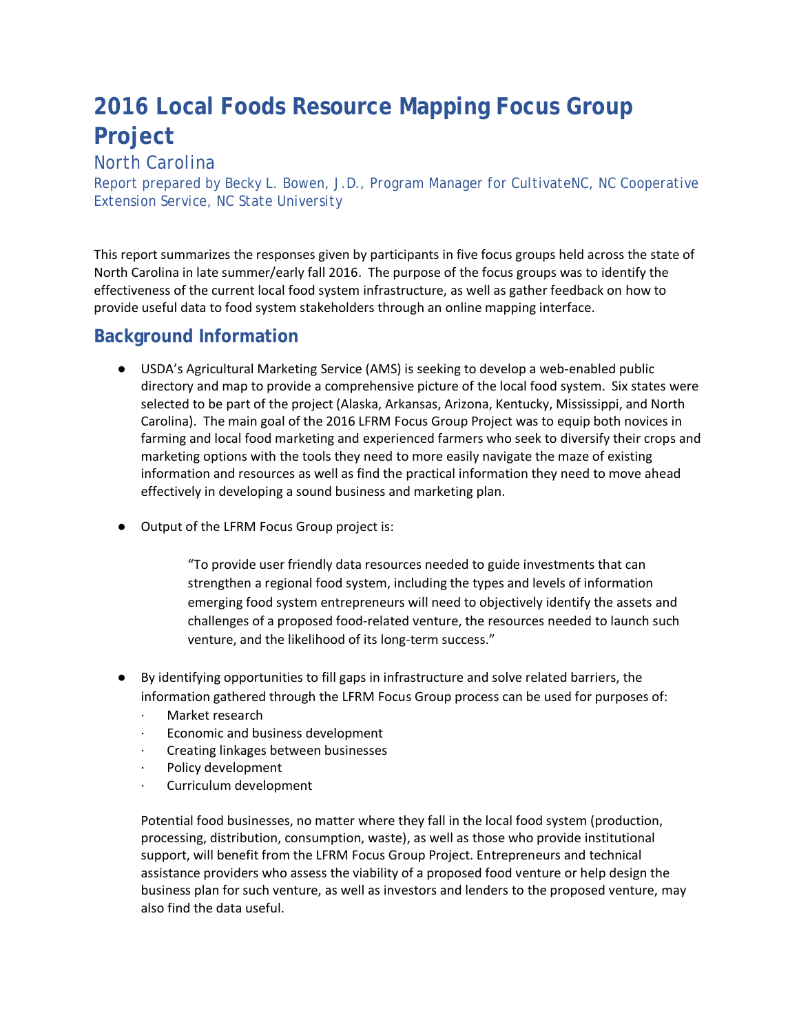# 2016 Local Foods Resource Mapping Focus Group Project

North Carolina

Report prepared by Becky L. Bowen, J.D., Program Manager for CultivateNC, NC Cooperative Extension Service, NC State University

This report summarizes the responses given by participants in five focus groups held across the state of North Carolina in late summer/early fall 2016. The purpose of the focus groups was to identify the effectiveness of the current local food system infrastructure, as well as gather feedback on how to provide useful data to food system stakeholders through an online mapping interface.

## Background Information

- USDA's Agricultural Marketing Service (AMS) is seeking to develop a web-enabled public directory and map to provide a comprehensive picture of the local food system. Six states were selected to be part of the project (Alaska, Arkansas, Arizona, Kentucky, Mississippi, and North Carolina). The main goal of the 2016 LFRM Focus Group Project was to equip both novices in farming and local food marketing and experienced farmers who seek to diversify their crops and marketing options with the tools they need to more easily navigate the maze of existing information and resources as well as find the practical information they need to move ahead effectively in developing a sound business and marketing plan.

- Output of the LFRM Focus Group project is:

  > "To provide user friendly data resources needed to guide investments that can strengthen a regional food system, including the types and levels of information emerging food system entrepreneurs will need to objectively identify the assets and challenges of a proposed food-related venture, the resources needed to launch such venture, and the likelihood of its long-term success."

- By identifying opportunities to fill gaps in infrastructure and solve related barriers, the information gathered through the LFRM Focus Group process can be used for purposes of:
  - Market research
  - Economic and business development
  - Creating linkages between businesses
  - Policy development
  - Curriculum development

  Potential food businesses, no matter where they fall in the local food system (production, processing, distribution, consumption, waste), as well as those who provide institutional support, will benefit from the LFRM Focus Group Project. Entrepreneurs and technical assistance providers who assess the viability of a proposed food venture or help design the business plan for such venture, as well as investors and lenders to the proposed venture, may also find the data useful.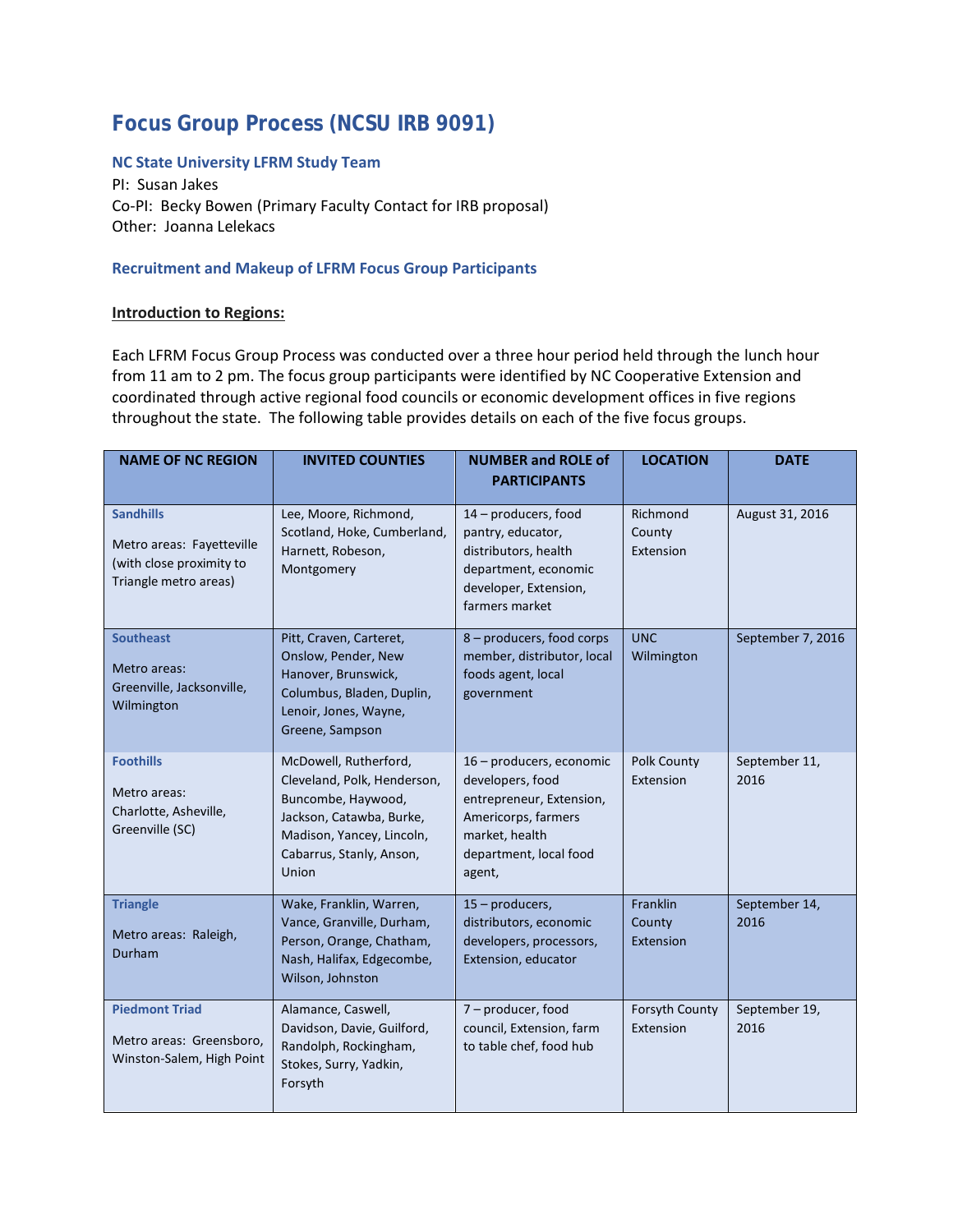# Focus Group Process (NCSU IRB 9091)

### NC State University LFRM Study Team

PI: Susan Jakes
Co-PI: Becky Bowen (Primary Faculty Contact for IRB proposal)
Other: Joanna Lelekacs

### Recruitment and Makeup of LFRM Focus Group Participants

**Introduction to Regions:**

Each LFRM Focus Group Process was conducted over a three hour period held through the lunch hour from 11 am to 2 pm. The focus group participants were identified by NC Cooperative Extension and coordinated through active regional food councils or economic development offices in five regions throughout the state. The following table provides details on each of the five focus groups.

| NAME OF NC REGION | INVITED COUNTIES | NUMBER and ROLE of PARTICIPANTS | LOCATION | DATE |
|---|---|---|---|---|
| **Sandhills**<br><br>Metro areas: Fayetteville (with close proximity to Triangle metro areas) | Lee, Moore, Richmond, Scotland, Hoke, Cumberland, Harnett, Robeson, Montgomery | 14 – producers, food pantry, educator, distributors, health department, economic developer, Extension, farmers market | Richmond County Extension | August 31, 2016 |
| **Southeast**<br><br>Metro areas: Greenville, Jacksonville, Wilmington | Pitt, Craven, Carteret, Onslow, Pender, New Hanover, Brunswick, Columbus, Bladen, Duplin, Lenoir, Jones, Wayne, Greene, Sampson | 8 – producers, food corps member, distributor, local foods agent, local government | UNC Wilmington | September 7, 2016 |
| **Foothills**<br><br>Metro areas: Charlotte, Asheville, Greenville (SC) | McDowell, Rutherford, Cleveland, Polk, Henderson, Buncombe, Haywood, Jackson, Catawba, Burke, Madison, Yancey, Lincoln, Cabarrus, Stanly, Anson, Union | 16 – producers, economic developers, food entrepreneur, Extension, Americorps, farmers market, health department, local food agent, | Polk County Extension | September 11, 2016 |
| **Triangle**<br><br>Metro areas: Raleigh, Durham | Wake, Franklin, Warren, Vance, Granville, Durham, Person, Orange, Chatham, Nash, Halifax, Edgecombe, Wilson, Johnston | 15 – producers, distributors, economic developers, processors, Extension, educator | Franklin County Extension | September 14, 2016 |
| **Piedmont Triad**<br><br>Metro areas: Greensboro, Winston-Salem, High Point | Alamance, Caswell, Davidson, Davie, Guilford, Randolph, Rockingham, Stokes, Surry, Yadkin, Forsyth | 7 – producer, food council, Extension, farm to table chef, food hub | Forsyth County Extension | September 19, 2016 |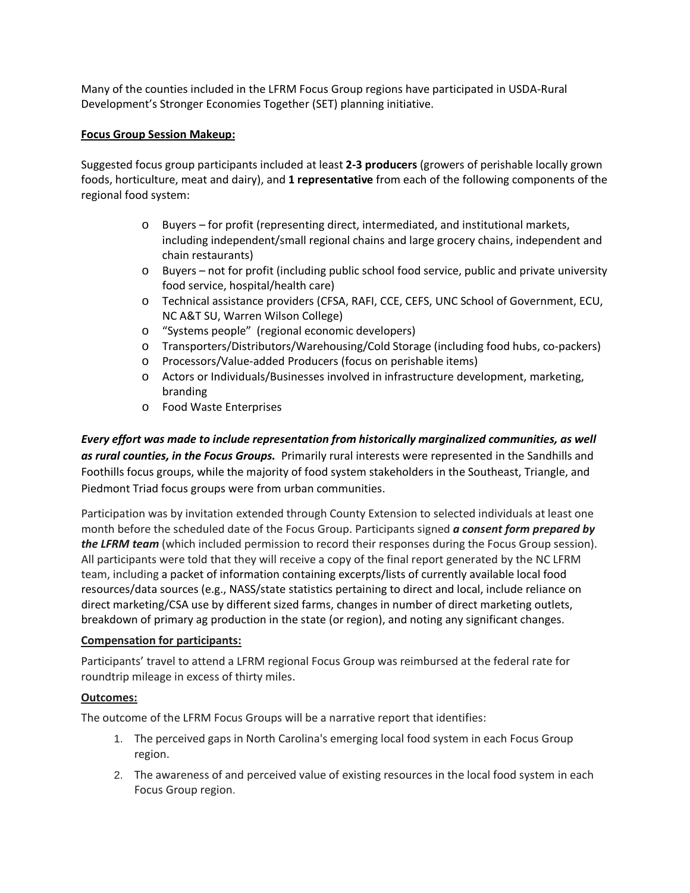Many of the counties included in the LFRM Focus Group regions have participated in USDA-Rural Development's Stronger Economies Together (SET) planning initiative.

**Focus Group Session Makeup:**

Suggested focus group participants included at least **2-3 producers** (growers of perishable locally grown foods, horticulture, meat and dairy), and **1 representative** from each of the following components of the regional food system:

- Buyers – for profit (representing direct, intermediated, and institutional markets, including independent/small regional chains and large grocery chains, independent and chain restaurants)
- Buyers – not for profit (including public school food service, public and private university food service, hospital/health care)
- Technical assistance providers (CFSA, RAFI, CCE, CEFS, UNC School of Government, ECU, NC A&T SU, Warren Wilson College)
- "Systems people" (regional economic developers)
- Transporters/Distributors/Warehousing/Cold Storage (including food hubs, co-packers)
- Processors/Value-added Producers (focus on perishable items)
- Actors or Individuals/Businesses involved in infrastructure development, marketing, branding
- Food Waste Enterprises

***Every effort was made to include representation from historically marginalized communities, as well as rural counties, in the Focus Groups.*** Primarily rural interests were represented in the Sandhills and Foothills focus groups, while the majority of food system stakeholders in the Southeast, Triangle, and Piedmont Triad focus groups were from urban communities.

Participation was by invitation extended through County Extension to selected individuals at least one month before the scheduled date of the Focus Group. Participants signed ***a consent form prepared by the LFRM team*** (which included permission to record their responses during the Focus Group session). All participants were told that they will receive a copy of the final report generated by the NC LFRM team, including a packet of information containing excerpts/lists of currently available local food resources/data sources (e.g., NASS/state statistics pertaining to direct and local, include reliance on direct marketing/CSA use by different sized farms, changes in number of direct marketing outlets, breakdown of primary ag production in the state (or region), and noting any significant changes.

**Compensation for participants:**

Participants' travel to attend a LFRM regional Focus Group was reimbursed at the federal rate for roundtrip mileage in excess of thirty miles.

**Outcomes:**

The outcome of the LFRM Focus Groups will be a narrative report that identifies:

1. The perceived gaps in North Carolina's emerging local food system in each Focus Group region.
2. The awareness of and perceived value of existing resources in the local food system in each Focus Group region.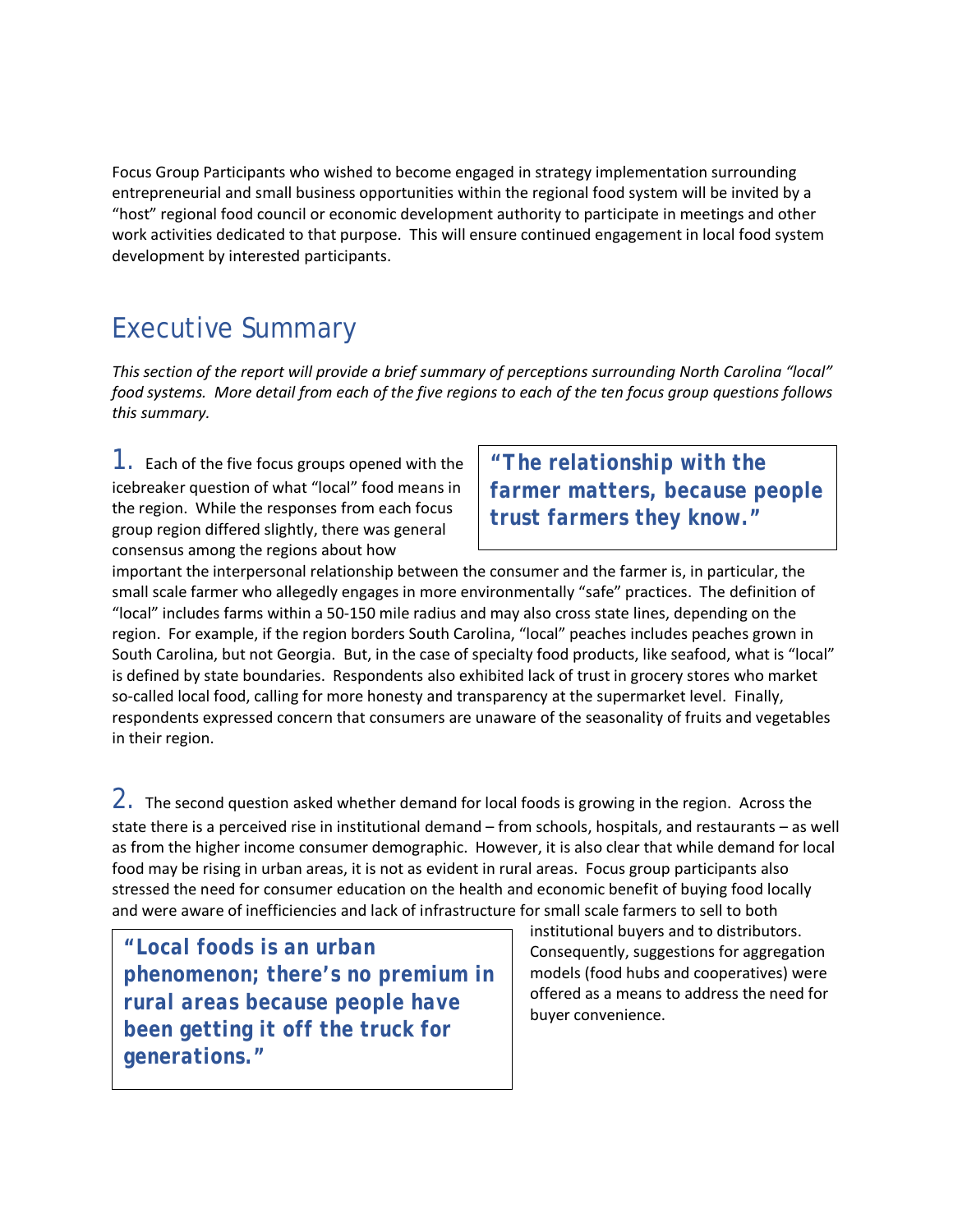Focus Group Participants who wished to become engaged in strategy implementation surrounding entrepreneurial and small business opportunities within the regional food system will be invited by a "host" regional food council or economic development authority to participate in meetings and other work activities dedicated to that purpose. This will ensure continued engagement in local food system development by interested participants.

## Executive Summary

*This section of the report will provide a brief summary of perceptions surrounding North Carolina "local" food systems. More detail from each of the five regions to each of the ten focus group questions follows this summary.*

> **"The relationship with the farmer matters, because people trust farmers they know."**

1. Each of the five focus groups opened with the icebreaker question of what "local" food means in the region. While the responses from each focus group region differed slightly, there was general consensus among the regions about how important the interpersonal relationship between the consumer and the farmer is, in particular, the small scale farmer who allegedly engages in more environmentally "safe" practices. The definition of "local" includes farms within a 50-150 mile radius and may also cross state lines, depending on the region. For example, if the region borders South Carolina, "local" peaches includes peaches grown in South Carolina, but not Georgia. But, in the case of specialty food products, like seafood, what is "local" is defined by state boundaries. Respondents also exhibited lack of trust in grocery stores who market so-called local food, calling for more honesty and transparency at the supermarket level. Finally, respondents expressed concern that consumers are unaware of the seasonality of fruits and vegetables in their region.

2. The second question asked whether demand for local foods is growing in the region. Across the state there is a perceived rise in institutional demand – from schools, hospitals, and restaurants – as well as from the higher income consumer demographic. However, it is also clear that while demand for local food may be rising in urban areas, it is not as evident in rural areas. Focus group participants also stressed the need for consumer education on the health and economic benefit of buying food locally and were aware of inefficiencies and lack of infrastructure for small scale farmers to sell to both institutional buyers and to distributors. Consequently, suggestions for aggregation models (food hubs and cooperatives) were offered as a means to address the need for buyer convenience.

> **"Local foods is an urban phenomenon; there's no premium in rural areas because people have been getting it off the truck for generations."**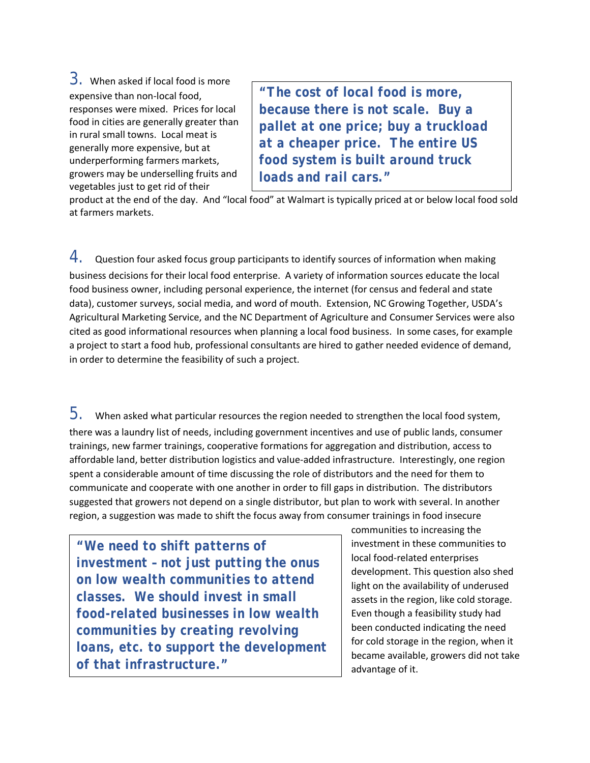3. When asked if local food is more expensive than non-local food, responses were mixed. Prices for local food in cities are generally greater than in rural small towns. Local meat is generally more expensive, but at underperforming farmers markets, growers may be underselling fruits and vegetables just to get rid of their product at the end of the day. And "local food" at Walmart is typically priced at or below local food sold at farmers markets.

> **"The cost of local food is more, because there is not scale. Buy a pallet at one price; buy a truckload at a cheaper price. The entire US food system is built around truck loads and rail cars."**

4. Question four asked focus group participants to identify sources of information when making business decisions for their local food enterprise. A variety of information sources educate the local food business owner, including personal experience, the internet (for census and federal and state data), customer surveys, social media, and word of mouth. Extension, NC Growing Together, USDA's Agricultural Marketing Service, and the NC Department of Agriculture and Consumer Services were also cited as good informational resources when planning a local food business. In some cases, for example a project to start a food hub, professional consultants are hired to gather needed evidence of demand, in order to determine the feasibility of such a project.

5. When asked what particular resources the region needed to strengthen the local food system, there was a laundry list of needs, including government incentives and use of public lands, consumer trainings, new farmer trainings, cooperative formations for aggregation and distribution, access to affordable land, better distribution logistics and value-added infrastructure. Interestingly, one region spent a considerable amount of time discussing the role of distributors and the need for them to communicate and cooperate with one another in order to fill gaps in distribution. The distributors suggested that growers not depend on a single distributor, but plan to work with several. In another region, a suggestion was made to shift the focus away from consumer trainings in food insecure communities to increasing the investment in these communities to local food-related enterprises development. This question also shed light on the availability of underused assets in the region, like cold storage. Even though a feasibility study had been conducted indicating the need for cold storage in the region, when it became available, growers did not take advantage of it.

> **"We need to shift patterns of investment – not just putting the onus on low wealth communities to attend classes. We should invest in small food-related businesses in low wealth communities by creating revolving loans, etc. to support the development of that infrastructure."**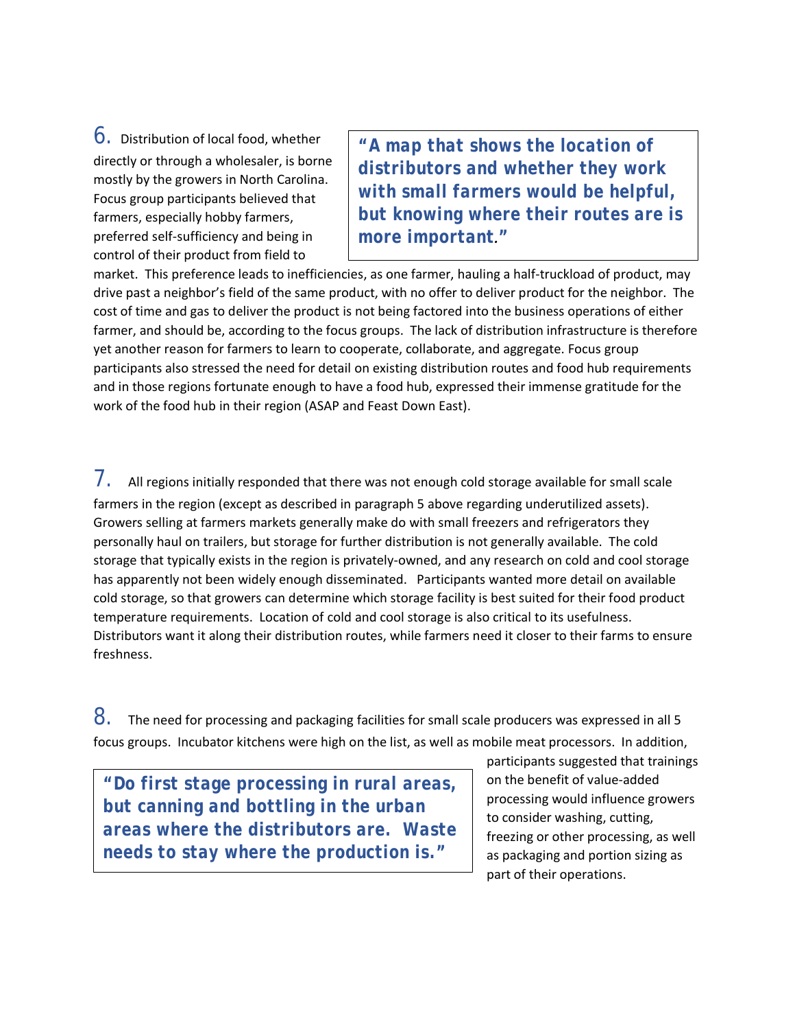6. Distribution of local food, whether directly or through a wholesaler, is borne mostly by the growers in North Carolina. Focus group participants believed that farmers, especially hobby farmers, preferred self-sufficiency and being in control of their product from field to market. This preference leads to inefficiencies, as one farmer, hauling a half-truckload of product, may drive past a neighbor's field of the same product, with no offer to deliver product for the neighbor. The cost of time and gas to deliver the product is not being factored into the business operations of either farmer, and should be, according to the focus groups. The lack of distribution infrastructure is therefore yet another reason for farmers to learn to cooperate, collaborate, and aggregate. Focus group participants also stressed the need for detail on existing distribution routes and food hub requirements and in those regions fortunate enough to have a food hub, expressed their immense gratitude for the work of the food hub in their region (ASAP and Feast Down East).

> ***"A map that shows the location of distributors and whether they work with small farmers would be helpful, but knowing where their routes are is more important."***

7. All regions initially responded that there was not enough cold storage available for small scale farmers in the region (except as described in paragraph 5 above regarding underutilized assets). Growers selling at farmers markets generally make do with small freezers and refrigerators they personally haul on trailers, but storage for further distribution is not generally available. The cold storage that typically exists in the region is privately-owned, and any research on cold and cool storage has apparently not been widely enough disseminated. Participants wanted more detail on available cold storage, so that growers can determine which storage facility is best suited for their food product temperature requirements. Location of cold and cool storage is also critical to its usefulness. Distributors want it along their distribution routes, while farmers need it closer to their farms to ensure freshness.

8. The need for processing and packaging facilities for small scale producers was expressed in all 5 focus groups. Incubator kitchens were high on the list, as well as mobile meat processors. In addition, participants suggested that trainings on the benefit of value-added processing would influence growers to consider washing, cutting, freezing or other processing, as well as packaging and portion sizing as part of their operations.

> **"Do first stage processing in rural areas, but canning and bottling in the urban areas where the distributors are. Waste needs to stay where the production is."**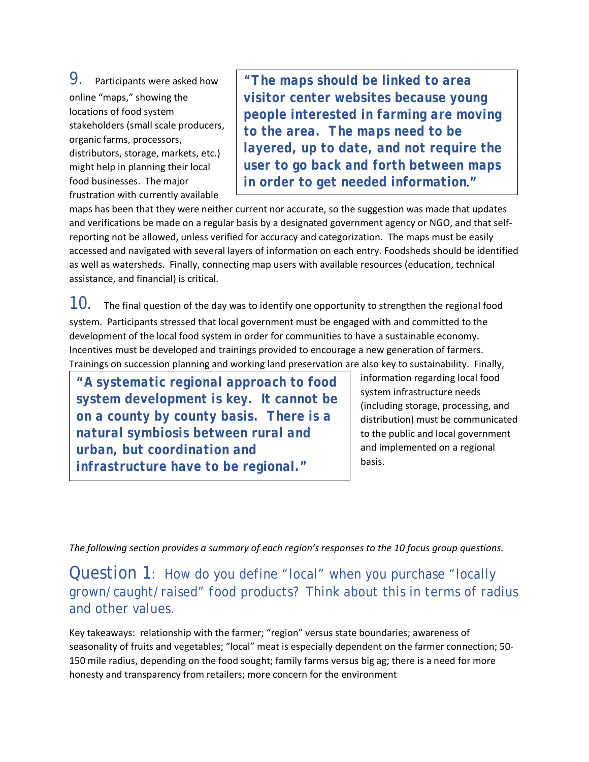9. Participants were asked how online "maps," showing the locations of food system stakeholders (small scale producers, organic farms, processors, distributors, storage, markets, etc.) might help in planning their local food businesses. The major frustration with currently available maps has been that they were neither current nor accurate, so the suggestion was made that updates and verifications be made on a regular basis by a designated government agency or NGO, and that self-reporting not be allowed, unless verified for accuracy and categorization. The maps must be easily accessed and navigated with several layers of information on each entry. Foodsheds should be identified as well as watersheds. Finally, connecting map users with available resources (education, technical assistance, and financial) is critical.

> **"The maps should be linked to area visitor center websites because young people interested in farming are moving to the area. The maps need to be layered, up to date, and not require the user to go back and forth between maps in order to get needed information."**

10. The final question of the day was to identify one opportunity to strengthen the regional food system. Participants stressed that local government must be engaged with and committed to the development of the local food system in order for communities to have a sustainable economy. Incentives must be developed and trainings provided to encourage a new generation of farmers. Trainings on succession planning and working land preservation are also key to sustainability. Finally, information regarding local food system infrastructure needs (including storage, processing, and distribution) must be communicated to the public and local government and implemented on a regional basis.

> **"A systematic regional approach to food system development is key. It cannot be on a county by county basis. There is a natural symbiosis between rural and urban, but coordination and infrastructure have to be regional."**

*The following section provides a summary of each region's responses to the 10 focus group questions.*

## Question 1: How do you define "local" when you purchase "locally grown/caught/raised" food products? Think about this in terms of radius and other values.

Key takeaways: relationship with the farmer; "region" versus state boundaries; awareness of seasonality of fruits and vegetables; "local" meat is especially dependent on the farmer connection; 50-150 mile radius, depending on the food sought; family farms versus big ag; there is a need for more honesty and transparency from retailers; more concern for the environment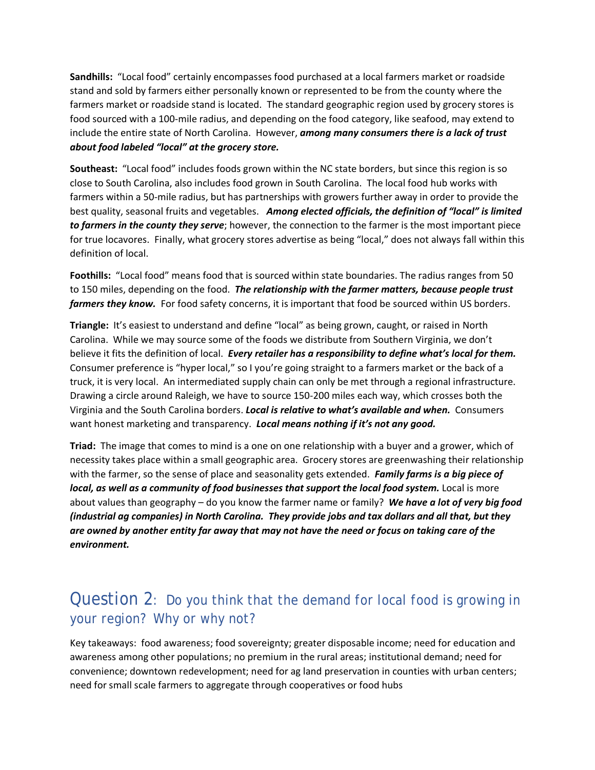**Sandhills:** "Local food" certainly encompasses food purchased at a local farmers market or roadside stand and sold by farmers either personally known or represented to be from the county where the farmers market or roadside stand is located. The standard geographic region used by grocery stores is food sourced with a 100-mile radius, and depending on the food category, like seafood, may extend to include the entire state of North Carolina. However, ***among many consumers there is a lack of trust about food labeled "local" at the grocery store.***

**Southeast:** "Local food" includes foods grown within the NC state borders, but since this region is so close to South Carolina, also includes food grown in South Carolina. The local food hub works with farmers within a 50-mile radius, but has partnerships with growers further away in order to provide the best quality, seasonal fruits and vegetables. ***Among elected officials, the definition of "local" is limited to farmers in the county they serve***; however, the connection to the farmer is the most important piece for true locavores. Finally, what grocery stores advertise as being "local," does not always fall within this definition of local.

**Foothills:** "Local food" means food that is sourced within state boundaries. The radius ranges from 50 to 150 miles, depending on the food. ***The relationship with the farmer matters, because people trust farmers they know.*** For food safety concerns, it is important that food be sourced within US borders.

**Triangle:** It's easiest to understand and define "local" as being grown, caught, or raised in North Carolina. While we may source some of the foods we distribute from Southern Virginia, we don't believe it fits the definition of local. ***Every retailer has a responsibility to define what's local for them.*** Consumer preference is "hyper local," so I you're going straight to a farmers market or the back of a truck, it is very local. An intermediated supply chain can only be met through a regional infrastructure. Drawing a circle around Raleigh, we have to source 150-200 miles each way, which crosses both the Virginia and the South Carolina borders. ***Local is relative to what's available and when.*** Consumers want honest marketing and transparency. ***Local means nothing if it's not any good.***

**Triad:** The image that comes to mind is a one on one relationship with a buyer and a grower, which of necessity takes place within a small geographic area. Grocery stores are greenwashing their relationship with the farmer, so the sense of place and seasonality gets extended. ***Family farms is a big piece of local, as well as a community of food businesses that support the local food system.*** Local is more about values than geography – do you know the farmer name or family? ***We have a lot of very big food (industrial ag companies) in North Carolina. They provide jobs and tax dollars and all that, but they are owned by another entity far away that may not have the need or focus on taking care of the environment.***

## Question 2: Do you think that the demand for local food is growing in your region? Why or why not?

Key takeaways: food awareness; food sovereignty; greater disposable income; need for education and awareness among other populations; no premium in the rural areas; institutional demand; need for convenience; downtown redevelopment; need for ag land preservation in counties with urban centers; need for small scale farmers to aggregate through cooperatives or food hubs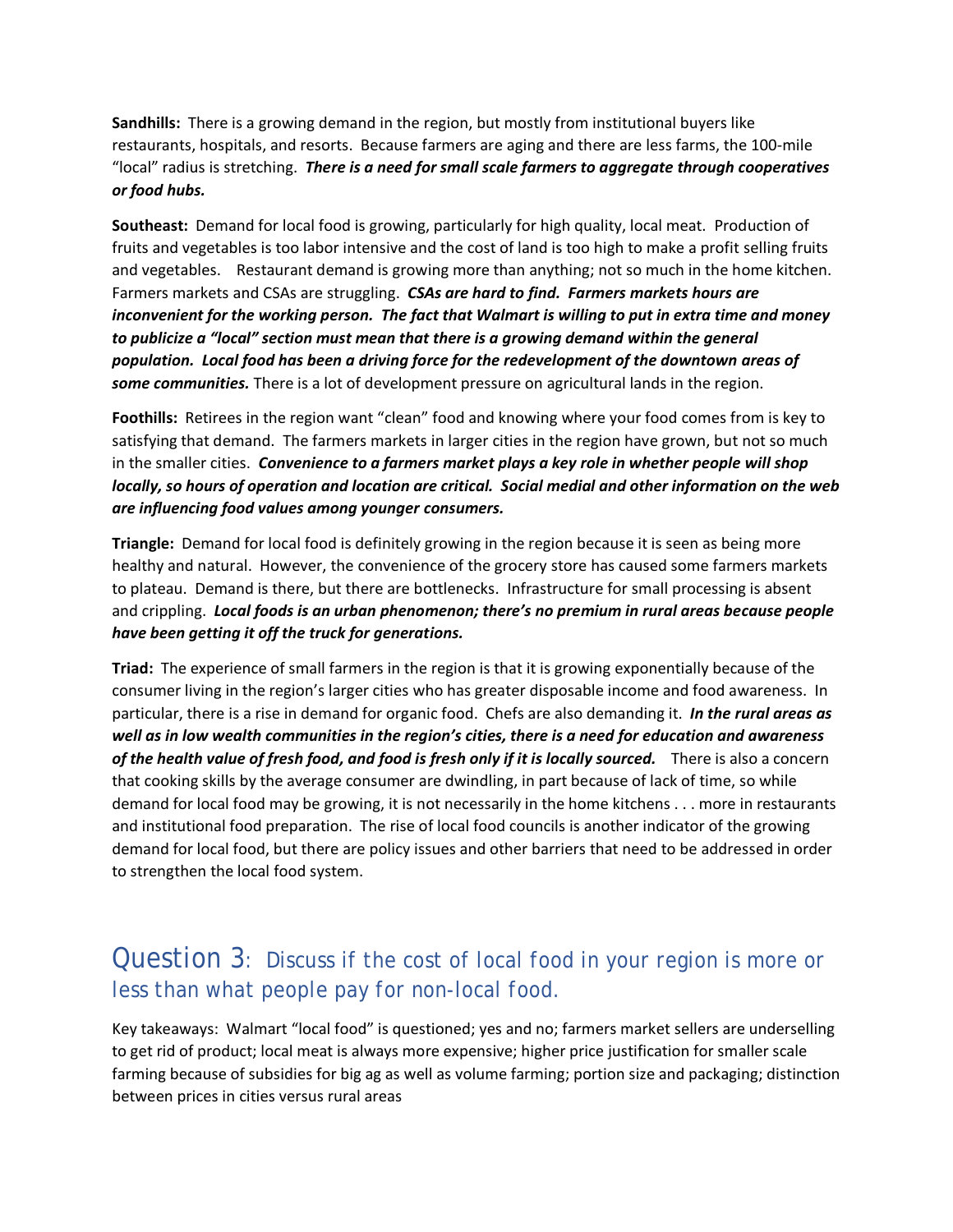**Sandhills:** There is a growing demand in the region, but mostly from institutional buyers like restaurants, hospitals, and resorts. Because farmers are aging and there are less farms, the 100-mile "local" radius is stretching. ***There is a need for small scale farmers to aggregate through cooperatives or food hubs.***

**Southeast:** Demand for local food is growing, particularly for high quality, local meat. Production of fruits and vegetables is too labor intensive and the cost of land is too high to make a profit selling fruits and vegetables. Restaurant demand is growing more than anything; not so much in the home kitchen. Farmers markets and CSAs are struggling. ***CSAs are hard to find. Farmers markets hours are inconvenient for the working person. The fact that Walmart is willing to put in extra time and money to publicize a "local" section must mean that there is a growing demand within the general population. Local food has been a driving force for the redevelopment of the downtown areas of some communities.*** There is a lot of development pressure on agricultural lands in the region.

**Foothills:** Retirees in the region want "clean" food and knowing where your food comes from is key to satisfying that demand. The farmers markets in larger cities in the region have grown, but not so much in the smaller cities. ***Convenience to a farmers market plays a key role in whether people will shop locally, so hours of operation and location are critical. Social medial and other information on the web are influencing food values among younger consumers.***

**Triangle:** Demand for local food is definitely growing in the region because it is seen as being more healthy and natural. However, the convenience of the grocery store has caused some farmers markets to plateau. Demand is there, but there are bottlenecks. Infrastructure for small processing is absent and crippling. ***Local foods is an urban phenomenon; there's no premium in rural areas because people have been getting it off the truck for generations.***

**Triad:** The experience of small farmers in the region is that it is growing exponentially because of the consumer living in the region's larger cities who has greater disposable income and food awareness. In particular, there is a rise in demand for organic food. Chefs are also demanding it. ***In the rural areas as well as in low wealth communities in the region's cities, there is a need for education and awareness of the health value of fresh food, and food is fresh only if it is locally sourced.*** There is also a concern that cooking skills by the average consumer are dwindling, in part because of lack of time, so while demand for local food may be growing, it is not necessarily in the home kitchens . . . more in restaurants and institutional food preparation. The rise of local food councils is another indicator of the growing demand for local food, but there are policy issues and other barriers that need to be addressed in order to strengthen the local food system.

## Question 3: Discuss if the cost of local food in your region is more or less than what people pay for non-local food.

Key takeaways: Walmart "local food" is questioned; yes and no; farmers market sellers are underselling to get rid of product; local meat is always more expensive; higher price justification for smaller scale farming because of subsidies for big ag as well as volume farming; portion size and packaging; distinction between prices in cities versus rural areas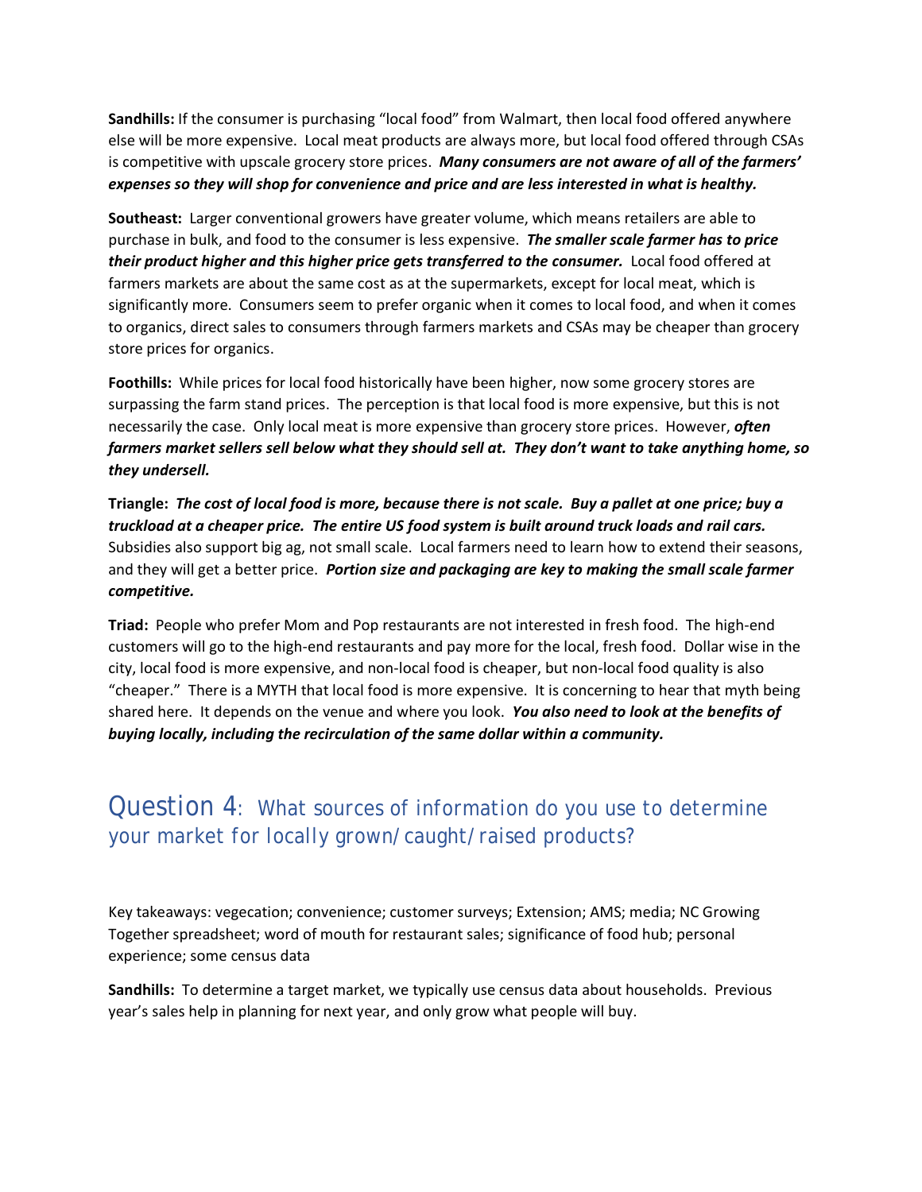**Sandhills:** If the consumer is purchasing "local food" from Walmart, then local food offered anywhere else will be more expensive. Local meat products are always more, but local food offered through CSAs is competitive with upscale grocery store prices. ***Many consumers are not aware of all of the farmers' expenses so they will shop for convenience and price and are less interested in what is healthy.***

**Southeast:** Larger conventional growers have greater volume, which means retailers are able to purchase in bulk, and food to the consumer is less expensive. ***The smaller scale farmer has to price their product higher and this higher price gets transferred to the consumer.*** Local food offered at farmers markets are about the same cost as at the supermarkets, except for local meat, which is significantly more. Consumers seem to prefer organic when it comes to local food, and when it comes to organics, direct sales to consumers through farmers markets and CSAs may be cheaper than grocery store prices for organics.

**Foothills:** While prices for local food historically have been higher, now some grocery stores are surpassing the farm stand prices. The perception is that local food is more expensive, but this is not necessarily the case. Only local meat is more expensive than grocery store prices. However, ***often farmers market sellers sell below what they should sell at. They don't want to take anything home, so they undersell.***

**Triangle:** ***The cost of local food is more, because there is not scale. Buy a pallet at one price; buy a truckload at a cheaper price. The entire US food system is built around truck loads and rail cars.*** Subsidies also support big ag, not small scale. Local farmers need to learn how to extend their seasons, and they will get a better price. ***Portion size and packaging are key to making the small scale farmer competitive.***

**Triad:** People who prefer Mom and Pop restaurants are not interested in fresh food. The high-end customers will go to the high-end restaurants and pay more for the local, fresh food. Dollar wise in the city, local food is more expensive, and non-local food is cheaper, but non-local food quality is also "cheaper." There is a MYTH that local food is more expensive. It is concerning to hear that myth being shared here. It depends on the venue and where you look. ***You also need to look at the benefits of buying locally, including the recirculation of the same dollar within a community.***

## Question 4: What sources of information do you use to determine your market for locally grown/caught/raised products?

Key takeaways: vegecation; convenience; customer surveys; Extension; AMS; media; NC Growing Together spreadsheet; word of mouth for restaurant sales; significance of food hub; personal experience; some census data

**Sandhills:** To determine a target market, we typically use census data about households. Previous year's sales help in planning for next year, and only grow what people will buy.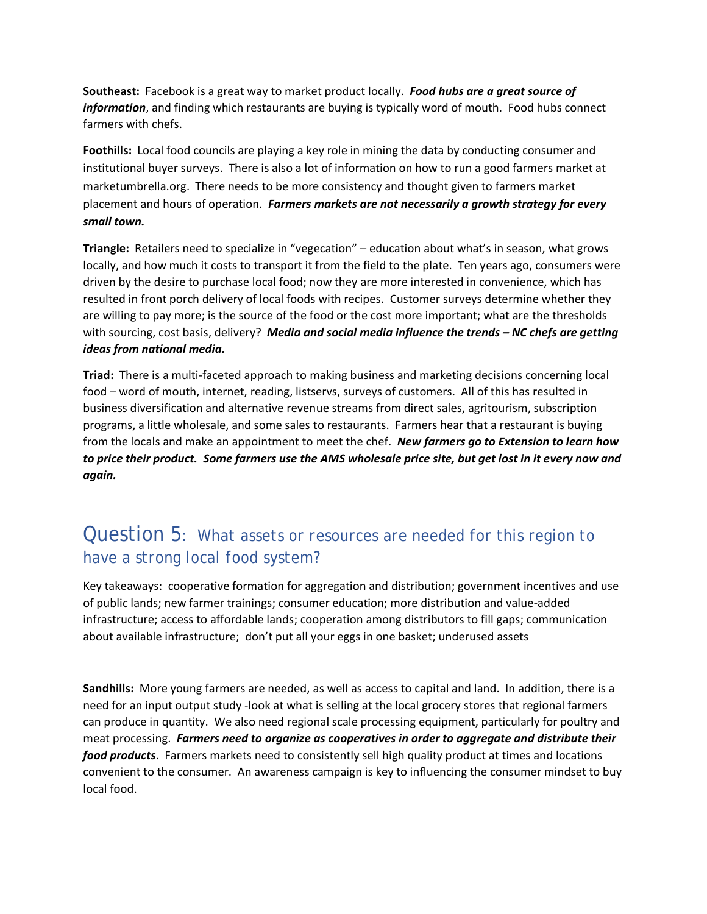**Southeast:** Facebook is a great way to market product locally. ***Food hubs are a great source of information***, and finding which restaurants are buying is typically word of mouth. Food hubs connect farmers with chefs.

**Foothills:** Local food councils are playing a key role in mining the data by conducting consumer and institutional buyer surveys. There is also a lot of information on how to run a good farmers market at marketumbrella.org. There needs to be more consistency and thought given to farmers market placement and hours of operation. ***Farmers markets are not necessarily a growth strategy for every small town.***

**Triangle:** Retailers need to specialize in "vegecation" – education about what's in season, what grows locally, and how much it costs to transport it from the field to the plate. Ten years ago, consumers were driven by the desire to purchase local food; now they are more interested in convenience, which has resulted in front porch delivery of local foods with recipes. Customer surveys determine whether they are willing to pay more; is the source of the food or the cost more important; what are the thresholds with sourcing, cost basis, delivery? ***Media and social media influence the trends – NC chefs are getting ideas from national media.***

**Triad:** There is a multi-faceted approach to making business and marketing decisions concerning local food – word of mouth, internet, reading, listservs, surveys of customers. All of this has resulted in business diversification and alternative revenue streams from direct sales, agritourism, subscription programs, a little wholesale, and some sales to restaurants. Farmers hear that a restaurant is buying from the locals and make an appointment to meet the chef. ***New farmers go to Extension to learn how to price their product. Some farmers use the AMS wholesale price site, but get lost in it every now and again.***

## Question 5: What assets or resources are needed for this region to have a strong local food system?

Key takeaways: cooperative formation for aggregation and distribution; government incentives and use of public lands; new farmer trainings; consumer education; more distribution and value-added infrastructure; access to affordable lands; cooperation among distributors to fill gaps; communication about available infrastructure; don't put all your eggs in one basket; underused assets

**Sandhills:** More young farmers are needed, as well as access to capital and land. In addition, there is a need for an input output study -look at what is selling at the local grocery stores that regional farmers can produce in quantity. We also need regional scale processing equipment, particularly for poultry and meat processing. ***Farmers need to organize as cooperatives in order to aggregate and distribute their food products***. Farmers markets need to consistently sell high quality product at times and locations convenient to the consumer. An awareness campaign is key to influencing the consumer mindset to buy local food.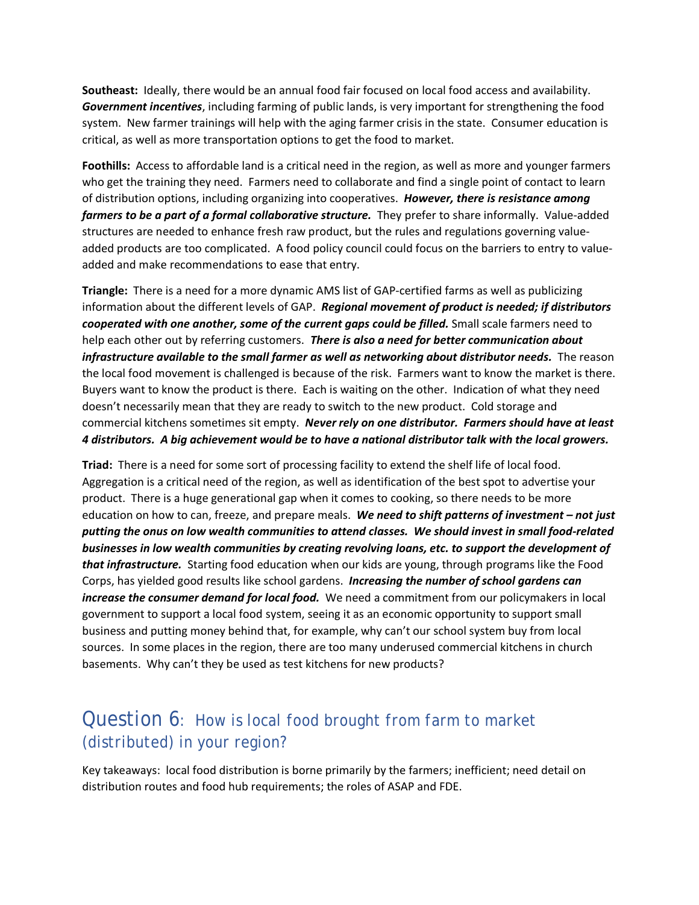**Southeast:** Ideally, there would be an annual food fair focused on local food access and availability. ***Government incentives***, including farming of public lands, is very important for strengthening the food system. New farmer trainings will help with the aging farmer crisis in the state. Consumer education is critical, as well as more transportation options to get the food to market.

**Foothills:** Access to affordable land is a critical need in the region, as well as more and younger farmers who get the training they need. Farmers need to collaborate and find a single point of contact to learn of distribution options, including organizing into cooperatives. ***However, there is resistance among farmers to be a part of a formal collaborative structure.*** They prefer to share informally. Value-added structures are needed to enhance fresh raw product, but the rules and regulations governing value-added products are too complicated. A food policy council could focus on the barriers to entry to value-added and make recommendations to ease that entry.

**Triangle:** There is a need for a more dynamic AMS list of GAP-certified farms as well as publicizing information about the different levels of GAP. ***Regional movement of product is needed; if distributors cooperated with one another, some of the current gaps could be filled.*** Small scale farmers need to help each other out by referring customers. ***There is also a need for better communication about infrastructure available to the small farmer as well as networking about distributor needs.*** The reason the local food movement is challenged is because of the risk. Farmers want to know the market is there. Buyers want to know the product is there. Each is waiting on the other. Indication of what they need doesn't necessarily mean that they are ready to switch to the new product. Cold storage and commercial kitchens sometimes sit empty. ***Never rely on one distributor. Farmers should have at least 4 distributors. A big achievement would be to have a national distributor talk with the local growers.***

**Triad:** There is a need for some sort of processing facility to extend the shelf life of local food. Aggregation is a critical need of the region, as well as identification of the best spot to advertise your product. There is a huge generational gap when it comes to cooking, so there needs to be more education on how to can, freeze, and prepare meals. ***We need to shift patterns of investment – not just putting the onus on low wealth communities to attend classes. We should invest in small food-related businesses in low wealth communities by creating revolving loans, etc. to support the development of that infrastructure.*** Starting food education when our kids are young, through programs like the Food Corps, has yielded good results like school gardens. ***Increasing the number of school gardens can increase the consumer demand for local food.*** We need a commitment from our policymakers in local government to support a local food system, seeing it as an economic opportunity to support small business and putting money behind that, for example, why can't our school system buy from local sources. In some places in the region, there are too many underused commercial kitchens in church basements. Why can't they be used as test kitchens for new products?

## Question 6: How is local food brought from farm to market (distributed) in your region?

Key takeaways: local food distribution is borne primarily by the farmers; inefficient; need detail on distribution routes and food hub requirements; the roles of ASAP and FDE.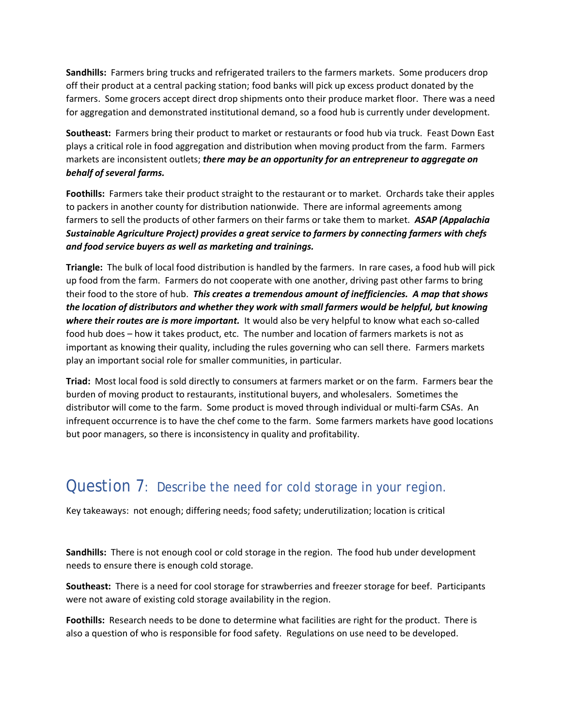**Sandhills:** Farmers bring trucks and refrigerated trailers to the farmers markets. Some producers drop off their product at a central packing station; food banks will pick up excess product donated by the farmers. Some grocers accept direct drop shipments onto their produce market floor. There was a need for aggregation and demonstrated institutional demand, so a food hub is currently under development.

**Southeast:** Farmers bring their product to market or restaurants or food hub via truck. Feast Down East plays a critical role in food aggregation and distribution when moving product from the farm. Farmers markets are inconsistent outlets; ***there may be an opportunity for an entrepreneur to aggregate on behalf of several farms.***

**Foothills:** Farmers take their product straight to the restaurant or to market. Orchards take their apples to packers in another county for distribution nationwide. There are informal agreements among farmers to sell the products of other farmers on their farms or take them to market. ***ASAP (Appalachia Sustainable Agriculture Project) provides a great service to farmers by connecting farmers with chefs and food service buyers as well as marketing and trainings.***

**Triangle:** The bulk of local food distribution is handled by the farmers. In rare cases, a food hub will pick up food from the farm. Farmers do not cooperate with one another, driving past other farms to bring their food to the store of hub. ***This creates a tremendous amount of inefficiencies. A map that shows the location of distributors and whether they work with small farmers would be helpful, but knowing where their routes are is more important.*** It would also be very helpful to know what each so-called food hub does – how it takes product, etc. The number and location of farmers markets is not as important as knowing their quality, including the rules governing who can sell there. Farmers markets play an important social role for smaller communities, in particular.

**Triad:** Most local food is sold directly to consumers at farmers market or on the farm. Farmers bear the burden of moving product to restaurants, institutional buyers, and wholesalers. Sometimes the distributor will come to the farm. Some product is moved through individual or multi-farm CSAs. An infrequent occurrence is to have the chef come to the farm. Some farmers markets have good locations but poor managers, so there is inconsistency in quality and profitability.

## Question 7: Describe the need for cold storage in your region.

Key takeaways: not enough; differing needs; food safety; underutilization; location is critical

**Sandhills:** There is not enough cool or cold storage in the region. The food hub under development needs to ensure there is enough cold storage.

**Southeast:** There is a need for cool storage for strawberries and freezer storage for beef. Participants were not aware of existing cold storage availability in the region.

**Foothills:** Research needs to be done to determine what facilities are right for the product. There is also a question of who is responsible for food safety. Regulations on use need to be developed.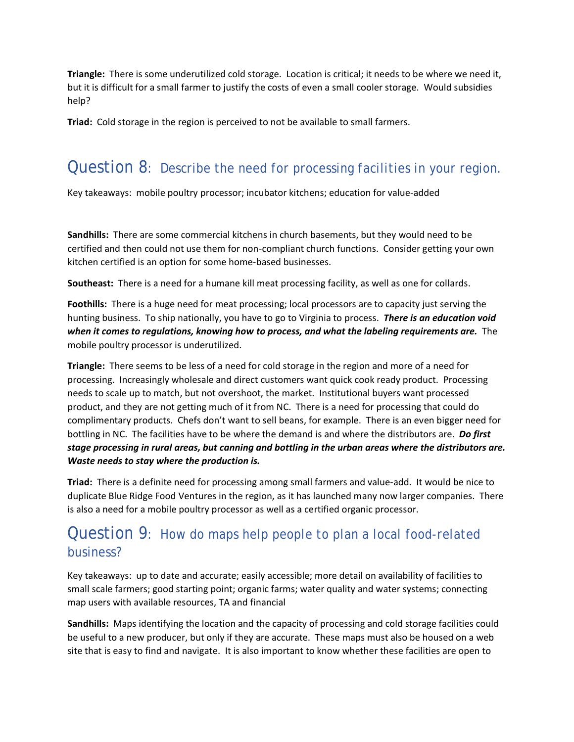**Triangle:** There is some underutilized cold storage. Location is critical; it needs to be where we need it, but it is difficult for a small farmer to justify the costs of even a small cooler storage. Would subsidies help?

**Triad:** Cold storage in the region is perceived to not be available to small farmers.

## Question 8: Describe the need for processing facilities in your region.

Key takeaways: mobile poultry processor; incubator kitchens; education for value-added

**Sandhills:** There are some commercial kitchens in church basements, but they would need to be certified and then could not use them for non-compliant church functions. Consider getting your own kitchen certified is an option for some home-based businesses.

**Southeast:** There is a need for a humane kill meat processing facility, as well as one for collards.

**Foothills:** There is a huge need for meat processing; local processors are to capacity just serving the hunting business. To ship nationally, you have to go to Virginia to process. ***There is an education void when it comes to regulations, knowing how to process, and what the labeling requirements are.*** The mobile poultry processor is underutilized.

**Triangle:** There seems to be less of a need for cold storage in the region and more of a need for processing. Increasingly wholesale and direct customers want quick cook ready product. Processing needs to scale up to match, but not overshoot, the market. Institutional buyers want processed product, and they are not getting much of it from NC. There is a need for processing that could do complimentary products. Chefs don't want to sell beans, for example. There is an even bigger need for bottling in NC. The facilities have to be where the demand is and where the distributors are. ***Do first stage processing in rural areas, but canning and bottling in the urban areas where the distributors are. Waste needs to stay where the production is.***

**Triad:** There is a definite need for processing among small farmers and value-add. It would be nice to duplicate Blue Ridge Food Ventures in the region, as it has launched many now larger companies. There is also a need for a mobile poultry processor as well as a certified organic processor.

## Question 9: How do maps help people to plan a local food-related business?

Key takeaways: up to date and accurate; easily accessible; more detail on availability of facilities to small scale farmers; good starting point; organic farms; water quality and water systems; connecting map users with available resources, TA and financial

**Sandhills:** Maps identifying the location and the capacity of processing and cold storage facilities could be useful to a new producer, but only if they are accurate. These maps must also be housed on a web site that is easy to find and navigate. It is also important to know whether these facilities are open to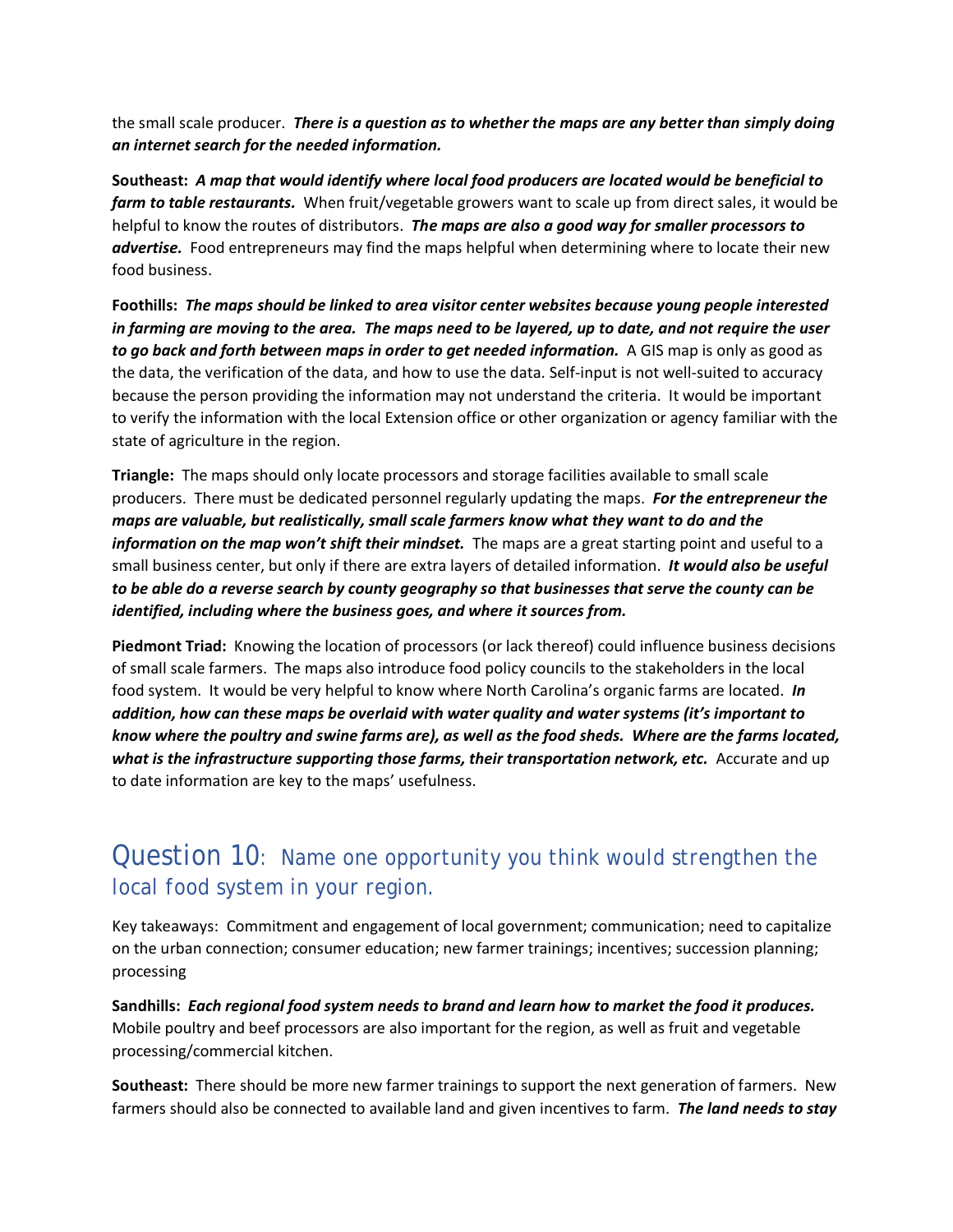the small scale producer. ***There is a question as to whether the maps are any better than simply doing an internet search for the needed information.***

**Southeast:** ***A map that would identify where local food producers are located would be beneficial to farm to table restaurants.*** When fruit/vegetable growers want to scale up from direct sales, it would be helpful to know the routes of distributors. ***The maps are also a good way for smaller processors to advertise.*** Food entrepreneurs may find the maps helpful when determining where to locate their new food business.

**Foothills:** ***The maps should be linked to area visitor center websites because young people interested in farming are moving to the area. The maps need to be layered, up to date, and not require the user to go back and forth between maps in order to get needed information.*** A GIS map is only as good as the data, the verification of the data, and how to use the data. Self-input is not well-suited to accuracy because the person providing the information may not understand the criteria. It would be important to verify the information with the local Extension office or other organization or agency familiar with the state of agriculture in the region.

**Triangle:** The maps should only locate processors and storage facilities available to small scale producers. There must be dedicated personnel regularly updating the maps. ***For the entrepreneur the maps are valuable, but realistically, small scale farmers know what they want to do and the information on the map won't shift their mindset.*** The maps are a great starting point and useful to a small business center, but only if there are extra layers of detailed information. ***It would also be useful to be able do a reverse search by county geography so that businesses that serve the county can be identified, including where the business goes, and where it sources from.***

**Piedmont Triad:** Knowing the location of processors (or lack thereof) could influence business decisions of small scale farmers. The maps also introduce food policy councils to the stakeholders in the local food system. It would be very helpful to know where North Carolina's organic farms are located. ***In addition, how can these maps be overlaid with water quality and water systems (it's important to know where the poultry and swine farms are), as well as the food sheds. Where are the farms located, what is the infrastructure supporting those farms, their transportation network, etc.*** Accurate and up to date information are key to the maps' usefulness.

## Question 10: Name one opportunity you think would strengthen the local food system in your region.

Key takeaways: Commitment and engagement of local government; communication; need to capitalize on the urban connection; consumer education; new farmer trainings; incentives; succession planning; processing

**Sandhills:** ***Each regional food system needs to brand and learn how to market the food it produces.*** Mobile poultry and beef processors are also important for the region, as well as fruit and vegetable processing/commercial kitchen.

**Southeast:** There should be more new farmer trainings to support the next generation of farmers. New farmers should also be connected to available land and given incentives to farm. ***The land needs to stay***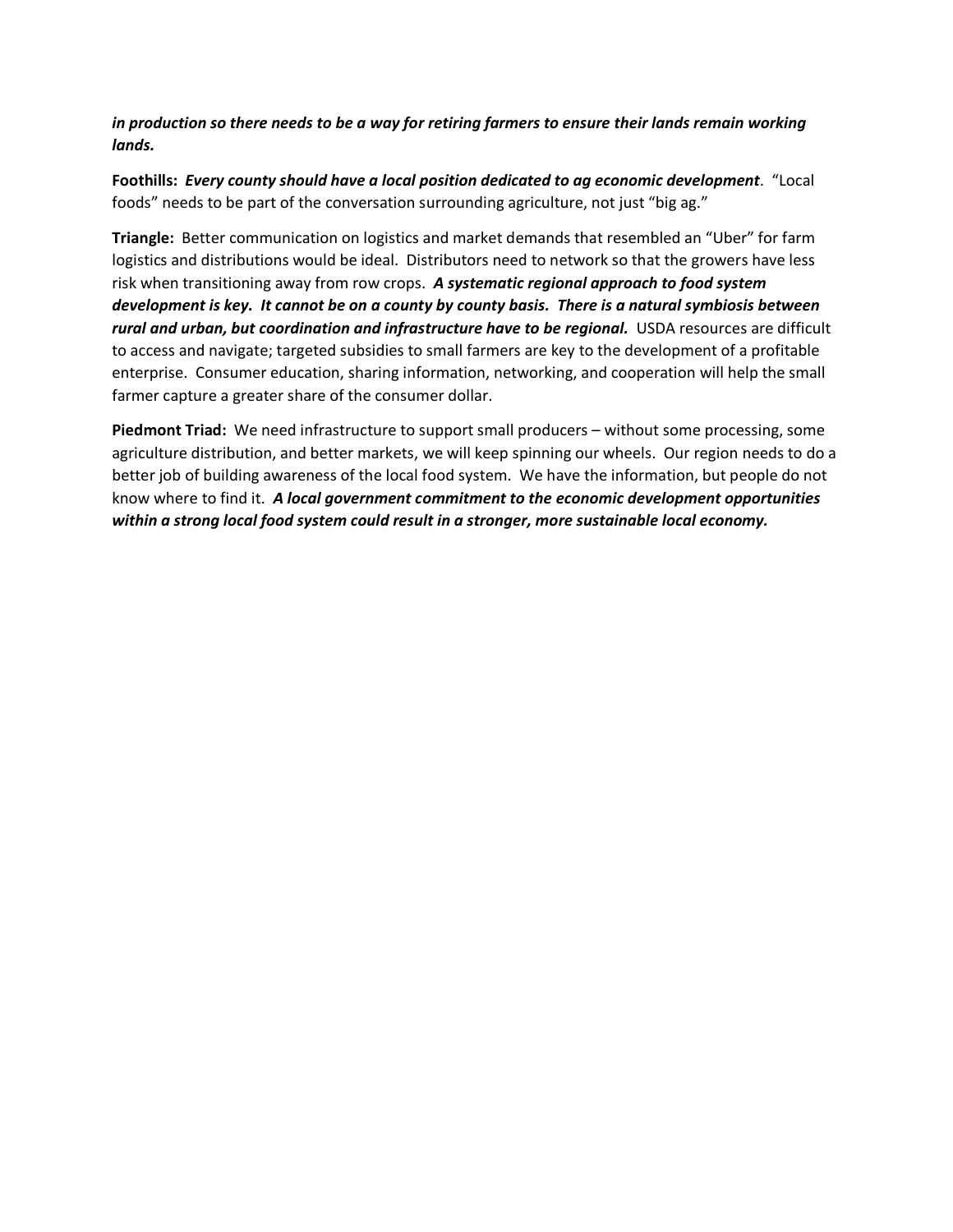***in production so there needs to be a way for retiring farmers to ensure their lands remain working lands.***

**Foothills:** ***Every county should have a local position dedicated to ag economic development***. "Local foods" needs to be part of the conversation surrounding agriculture, not just "big ag."

**Triangle:** Better communication on logistics and market demands that resembled an "Uber" for farm logistics and distributions would be ideal. Distributors need to network so that the growers have less risk when transitioning away from row crops. ***A systematic regional approach to food system development is key. It cannot be on a county by county basis. There is a natural symbiosis between rural and urban, but coordination and infrastructure have to be regional.*** USDA resources are difficult to access and navigate; targeted subsidies to small farmers are key to the development of a profitable enterprise. Consumer education, sharing information, networking, and cooperation will help the small farmer capture a greater share of the consumer dollar.

**Piedmont Triad:** We need infrastructure to support small producers – without some processing, some agriculture distribution, and better markets, we will keep spinning our wheels. Our region needs to do a better job of building awareness of the local food system. We have the information, but people do not know where to find it. ***A local government commitment to the economic development opportunities within a strong local food system could result in a stronger, more sustainable local economy.***